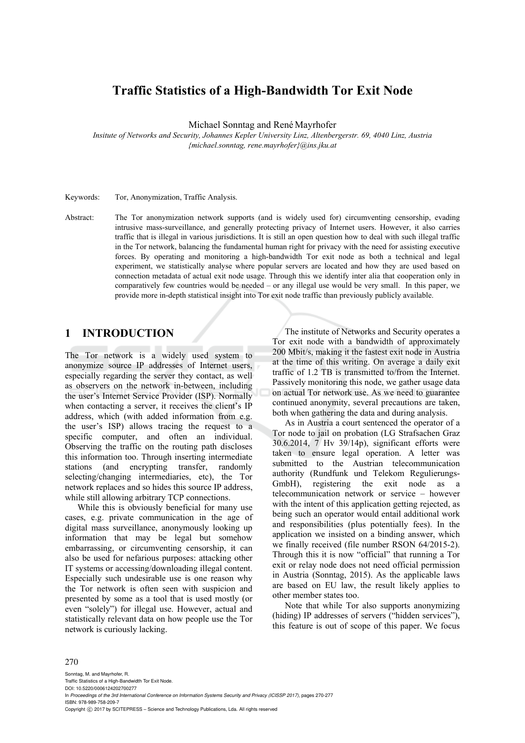# Traffic Statistics of a High-Bandwidth Tor Exit Node

Michael Sonntag and René Mayrhofer

*Insitute of Networks and Security, Johannes Kepler University Linz, Altenbergerstr. 69, 4040 Linz, Austria*
*{michael.sonntag, rene.mayrhofer}@ins.jku.at*

Keywords: Tor, Anonymization, Traffic Analysis.

Abstract: The Tor anonymization network supports (and is widely used for) circumventing censorship, evading intrusive mass-surveillance, and generally protecting privacy of Internet users. However, it also carries traffic that is illegal in various jurisdictions. It is still an open question how to deal with such illegal traffic in the Tor network, balancing the fundamental human right for privacy with the need for assisting executive forces. By operating and monitoring a high-bandwidth Tor exit node as both a technical and legal experiment, we statistically analyse where popular servers are located and how they are used based on connection metadata of actual exit node usage. Through this we identify inter alia that cooperation only in comparatively few countries would be needed – or any illegal use would be very small. In this paper, we provide more in-depth statistical insight into Tor exit node traffic than previously publicly available.

## 1 INTRODUCTION

The Tor network is a widely used system to anonymize source IP addresses of Internet users, especially regarding the server they contact, as well as observers on the network in-between, including the user's Internet Service Provider (ISP). Normally when contacting a server, it receives the client's IP address, which (with added information from e.g. the user's ISP) allows tracing the request to a specific computer, and often an individual. Observing the traffic on the routing path discloses this information too. Through inserting intermediate stations (and encrypting transfer, randomly selecting/changing intermediaries, etc), the Tor network replaces and so hides this source IP address, while still allowing arbitrary TCP connections.

While this is obviously beneficial for many use cases, e.g. private communication in the age of digital mass surveillance, anonymously looking up information that may be legal but somehow embarrassing, or circumventing censorship, it can also be used for nefarious purposes: attacking other IT systems or accessing/downloading illegal content. Especially such undesirable use is one reason why the Tor network is often seen with suspicion and presented by some as a tool that is used mostly (or even "solely") for illegal use. However, actual and statistically relevant data on how people use the Tor network is curiously lacking.

The institute of Networks and Security operates a Tor exit node with a bandwidth of approximately 200 Mbit/s, making it the fastest exit node in Austria at the time of this writing. On average a daily exit traffic of 1.2 TB is transmitted to/from the Internet. Passively monitoring this node, we gather usage data on actual Tor network use. As we need to guarantee continued anonymity, several precautions are taken, both when gathering the data and during analysis.

As in Austria a court sentenced the operator of a Tor node to jail on probation (LG Strafsachen Graz 30.6.2014, 7 Hv 39/14p), significant efforts were taken to ensure legal operation. A letter was submitted to the Austrian telecommunication authority (Rundfunk und Telekom Regulierungs-GmbH), registering the exit node as a telecommunication network or service – however with the intent of this application getting rejected, as being such an operator would entail additional work and responsibilities (plus potentially fees). In the application we insisted on a binding answer, which we finally received (file number RSON 64/2015-2). Through this it is now "official" that running a Tor exit or relay node does not need official permission in Austria (Sonntag, 2015). As the applicable laws are based on EU law, the result likely applies to other member states too.

Note that while Tor also supports anonymizing (hiding) IP addresses of servers ("hidden services"), this feature is out of scope of this paper. We focus

Sonntag, M. and Mayrhofer, R.
Traffic Statistics of a High-Bandwidth Tor Exit Node.
DOI: 10.5220/0006124202700277
In *Proceedings of the 3rd International Conference on Information Systems Security and Privacy (ICISSP 2017)*, pages 270-277
ISBN: 978-989-758-209-7
Copyright © 2017 by SCITEPRESS – Science and Technology Publications, Lda. All rights reserved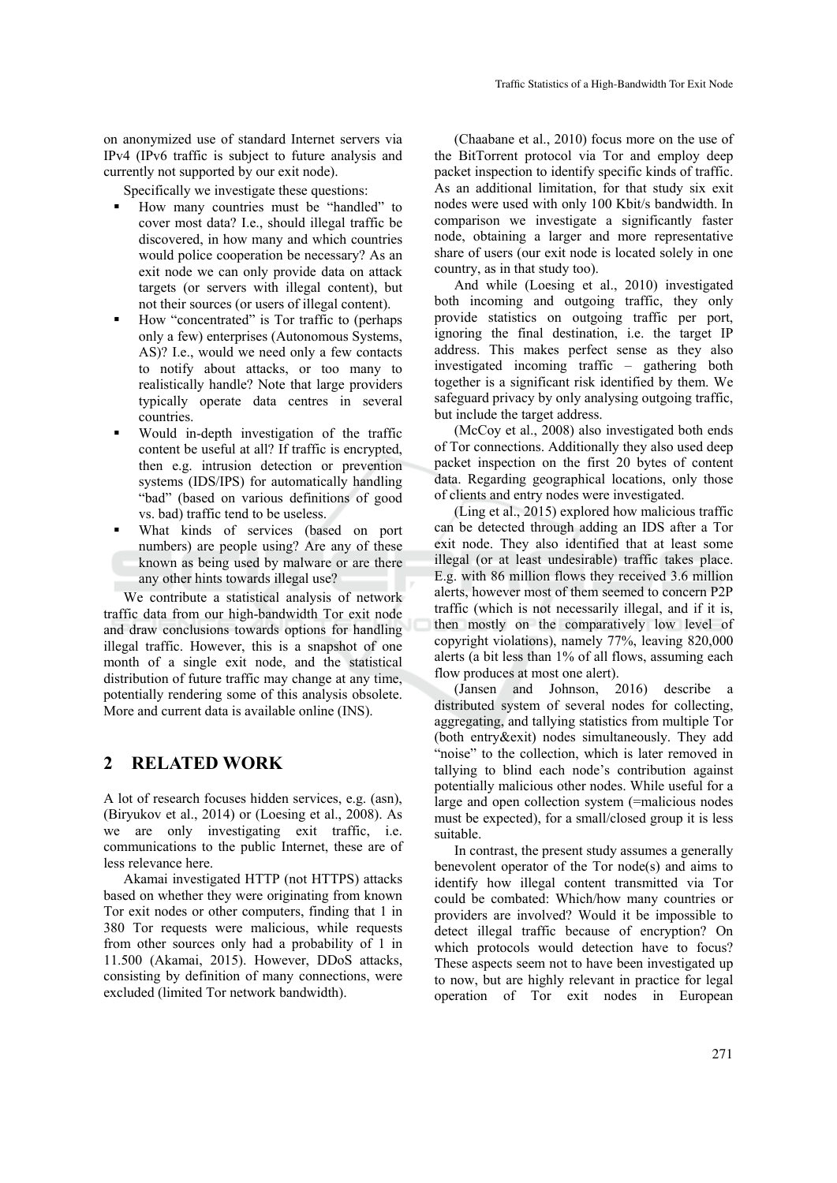on anonymized use of standard Internet servers via IPv4 (IPv6 traffic is subject to future analysis and currently not supported by our exit node).

Specifically we investigate these questions:

- How many countries must be "handled" to cover most data? I.e., should illegal traffic be discovered, in how many and which countries would police cooperation be necessary? As an exit node we can only provide data on attack targets (or servers with illegal content), but not their sources (or users of illegal content).
- How "concentrated" is Tor traffic to (perhaps only a few) enterprises (Autonomous Systems, AS)? I.e., would we need only a few contacts to notify about attacks, or too many to realistically handle? Note that large providers typically operate data centres in several countries.
- Would in-depth investigation of the traffic content be useful at all? If traffic is encrypted, then e.g. intrusion detection or prevention systems (IDS/IPS) for automatically handling "bad" (based on various definitions of good vs. bad) traffic tend to be useless.
- What kinds of services (based on port numbers) are people using? Are any of these known as being used by malware or are there any other hints towards illegal use?

We contribute a statistical analysis of network traffic data from our high-bandwidth Tor exit node and draw conclusions towards options for handling illegal traffic. However, this is a snapshot of one month of a single exit node, and the statistical distribution of future traffic may change at any time, potentially rendering some of this analysis obsolete. More and current data is available online (INS).

## 2 RELATED WORK

A lot of research focuses hidden services, e.g. (asn), (Biryukov et al., 2014) or (Loesing et al., 2008). As we are only investigating exit traffic, i.e. communications to the public Internet, these are of less relevance here.

Akamai investigated HTTP (not HTTPS) attacks based on whether they were originating from known Tor exit nodes or other computers, finding that 1 in 380 Tor requests were malicious, while requests from other sources only had a probability of 1 in 11.500 (Akamai, 2015). However, DDoS attacks, consisting by definition of many connections, were excluded (limited Tor network bandwidth).

(Chaabane et al., 2010) focus more on the use of the BitTorrent protocol via Tor and employ deep packet inspection to identify specific kinds of traffic. As an additional limitation, for that study six exit nodes were used with only 100 Kbit/s bandwidth. In comparison we investigate a significantly faster node, obtaining a larger and more representative share of users (our exit node is located solely in one country, as in that study too).

And while (Loesing et al., 2010) investigated both incoming and outgoing traffic, they only provide statistics on outgoing traffic per port, ignoring the final destination, i.e. the target IP address. This makes perfect sense as they also investigated incoming traffic – gathering both together is a significant risk identified by them. We safeguard privacy by only analysing outgoing traffic, but include the target address.

(McCoy et al., 2008) also investigated both ends of Tor connections. Additionally they also used deep packet inspection on the first 20 bytes of content data. Regarding geographical locations, only those of clients and entry nodes were investigated.

(Ling et al., 2015) explored how malicious traffic can be detected through adding an IDS after a Tor exit node. They also identified that at least some illegal (or at least undesirable) traffic takes place. E.g. with 86 million flows they received 3.6 million alerts, however most of them seemed to concern P2P traffic (which is not necessarily illegal, and if it is, then mostly on the comparatively low level of copyright violations), namely 77%, leaving 820,000 alerts (a bit less than 1% of all flows, assuming each flow produces at most one alert).

(Jansen and Johnson, 2016) describe a distributed system of several nodes for collecting, aggregating, and tallying statistics from multiple Tor (both entry&exit) nodes simultaneously. They add "noise" to the collection, which is later removed in tallying to blind each node's contribution against potentially malicious other nodes. While useful for a large and open collection system (=malicious nodes must be expected), for a small/closed group it is less suitable.

In contrast, the present study assumes a generally benevolent operator of the Tor node(s) and aims to identify how illegal content transmitted via Tor could be combated: Which/how many countries or providers are involved? Would it be impossible to detect illegal traffic because of encryption? On which protocols would detection have to focus? These aspects seem not to have been investigated up to now, but are highly relevant in practice for legal operation of Tor exit nodes in European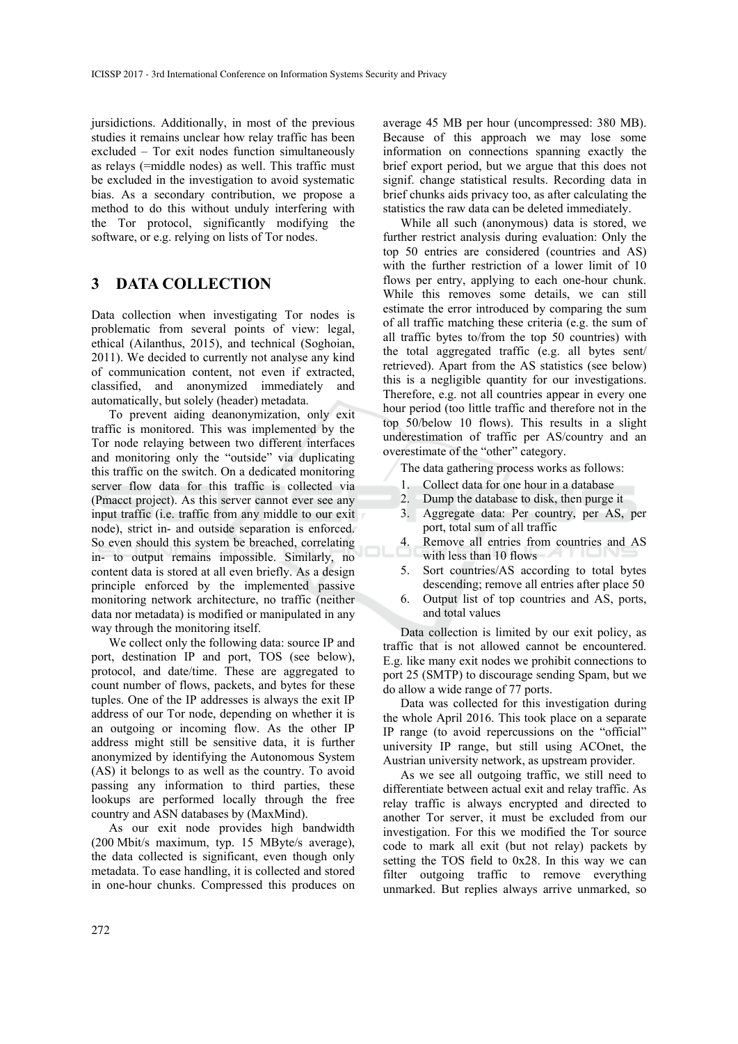jursidictions. Additionally, in most of the previous studies it remains unclear how relay traffic has been excluded – Tor exit nodes function simultaneously as relays (=middle nodes) as well. This traffic must be excluded in the investigation to avoid systematic bias. As a secondary contribution, we propose a method to do this without unduly interfering with the Tor protocol, significantly modifying the software, or e.g. relying on lists of Tor nodes.

## 3 DATA COLLECTION

Data collection when investigating Tor nodes is problematic from several points of view: legal, ethical (Ailanthus, 2015), and technical (Soghoian, 2011). We decided to currently not analyse any kind of communication content, not even if extracted, classified, and anonymized immediately and automatically, but solely (header) metadata.

To prevent aiding deanonymization, only exit traffic is monitored. This was implemented by the Tor node relaying between two different interfaces and monitoring only the "outside" via duplicating this traffic on the switch. On a dedicated monitoring server flow data for this traffic is collected via (Pmacct project). As this server cannot ever see any input traffic (i.e. traffic from any middle to our exit node), strict in- and outside separation is enforced. So even should this system be breached, correlating in- to output remains impossible. Similarly, no content data is stored at all even briefly. As a design principle enforced by the implemented passive monitoring network architecture, no traffic (neither data nor metadata) is modified or manipulated in any way through the monitoring itself.

We collect only the following data: source IP and port, destination IP and port, TOS (see below), protocol, and date/time. These are aggregated to count number of flows, packets, and bytes for these tuples. One of the IP addresses is always the exit IP address of our Tor node, depending on whether it is an outgoing or incoming flow. As the other IP address might still be sensitive data, it is further anonymized by identifying the Autonomous System (AS) it belongs to as well as the country. To avoid passing any information to third parties, these lookups are performed locally through the free country and ASN databases by (MaxMind).

As our exit node provides high bandwidth (200 Mbit/s maximum, typ. 15 MByte/s average), the data collected is significant, even though only metadata. To ease handling, it is collected and stored in one-hour chunks. Compressed this produces on average 45 MB per hour (uncompressed: 380 MB). Because of this approach we may lose some information on connections spanning exactly the brief export period, but we argue that this does not signif. change statistical results. Recording data in brief chunks aids privacy too, as after calculating the statistics the raw data can be deleted immediately.

While all such (anonymous) data is stored, we further restrict analysis during evaluation: Only the top 50 entries are considered (countries and AS) with the further restriction of a lower limit of 10 flows per entry, applying to each one-hour chunk. While this removes some details, we can still estimate the error introduced by comparing the sum of all traffic matching these criteria (e.g. the sum of all traffic bytes to/from the top 50 countries) with the total aggregated traffic (e.g. all bytes sent/ retrieved). Apart from the AS statistics (see below) this is a negligible quantity for our investigations. Therefore, e.g. not all countries appear in every one hour period (too little traffic and therefore not in the top 50/below 10 flows). This results in a slight underestimation of traffic per AS/country and an overestimate of the "other" category.

The data gathering process works as follows:

1. Collect data for one hour in a database
2. Dump the database to disk, then purge it
3. Aggregate data: Per country, per AS, per port, total sum of all traffic
4. Remove all entries from countries and AS with less than 10 flows
5. Sort countries/AS according to total bytes descending; remove all entries after place 50
6. Output list of top countries and AS, ports, and total values

Data collection is limited by our exit policy, as traffic that is not allowed cannot be encountered. E.g. like many exit nodes we prohibit connections to port 25 (SMTP) to discourage sending Spam, but we do allow a wide range of 77 ports.

Data was collected for this investigation during the whole April 2016. This took place on a separate IP range (to avoid repercussions on the "official" university IP range, but still using ACOnet, the Austrian university network, as upstream provider.

As we see all outgoing traffic, we still need to differentiate between actual exit and relay traffic. As relay traffic is always encrypted and directed to another Tor server, it must be excluded from our investigation. For this we modified the Tor source code to mark all exit (but not relay) packets by setting the TOS field to 0x28. In this way we can filter outgoing traffic to remove everything unmarked. But replies always arrive unmarked, so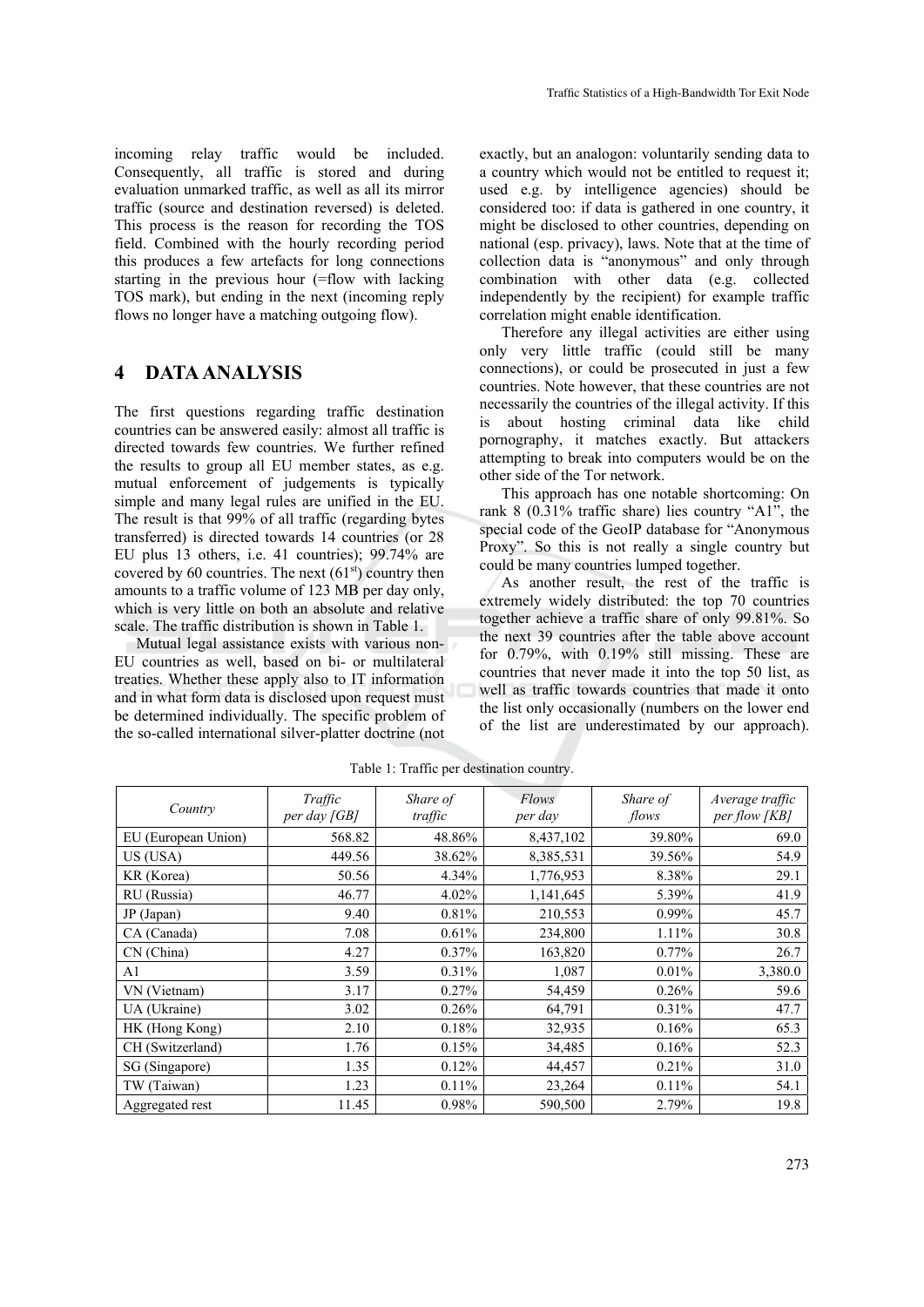incoming relay traffic would be included. Consequently, all traffic is stored and during evaluation unmarked traffic, as well as all its mirror traffic (source and destination reversed) is deleted. This process is the reason for recording the TOS field. Combined with the hourly recording period this produces a few artefacts for long connections starting in the previous hour (=flow with lacking TOS mark), but ending in the next (incoming reply flows no longer have a matching outgoing flow).

## 4 DATA ANALYSIS

The first questions regarding traffic destination countries can be answered easily: almost all traffic is directed towards few countries. We further refined the results to group all EU member states, as e.g. mutual enforcement of judgements is typically simple and many legal rules are unified in the EU. The result is that 99% of all traffic (regarding bytes transferred) is directed towards 14 countries (or 28 EU plus 13 others, i.e. 41 countries); 99.74% are covered by 60 countries. The next (61st) country then amounts to a traffic volume of 123 MB per day only, which is very little on both an absolute and relative scale. The traffic distribution is shown in Table 1.

Mutual legal assistance exists with various non-EU countries as well, based on bi- or multilateral treaties. Whether these apply also to IT information and in what form data is disclosed upon request must be determined individually. The specific problem of the so-called international silver-platter doctrine (not exactly, but an analogon: voluntarily sending data to a country which would not be entitled to request it; used e.g. by intelligence agencies) should be considered too: if data is gathered in one country, it might be disclosed to other countries, depending on national (esp. privacy), laws. Note that at the time of collection data is "anonymous" and only through combination with other data (e.g. collected independently by the recipient) for example traffic correlation might enable identification.

Therefore any illegal activities are either using only very little traffic (could still be many connections), or could be prosecuted in just a few countries. Note however, that these countries are not necessarily the countries of the illegal activity. If this is about hosting criminal data like child pornography, it matches exactly. But attackers attempting to break into computers would be on the other side of the Tor network.

This approach has one notable shortcoming: On rank 8 (0.31% traffic share) lies country "A1", the special code of the GeoIP database for "Anonymous Proxy". So this is not really a single country but could be many countries lumped together.

As another result, the rest of the traffic is extremely widely distributed: the top 70 countries together achieve a traffic share of only 99.81%. So the next 39 countries after the table above account for 0.79%, with 0.19% still missing. These are countries that never made it into the top 50 list, as well as traffic towards countries that made it onto the list only occasionally (numbers on the lower end of the list are underestimated by our approach).

Table 1: Traffic per destination country.

| *Country* | *Traffic per day [GB]* | *Share of traffic* | *Flows per day* | *Share of flows* | *Average traffic per flow [KB]* |
|---|---|---|---|---|---|
| EU (European Union) | 568.82 | 48.86% | 8,437,102 | 39.80% | 69.0 |
| US (USA) | 449.56 | 38.62% | 8,385,531 | 39.56% | 54.9 |
| KR (Korea) | 50.56 | 4.34% | 1,776,953 | 8.38% | 29.1 |
| RU (Russia) | 46.77 | 4.02% | 1,141,645 | 5.39% | 41.9 |
| JP (Japan) | 9.40 | 0.81% | 210,553 | 0.99% | 45.7 |
| CA (Canada) | 7.08 | 0.61% | 234,800 | 1.11% | 30.8 |
| CN (China) | 4.27 | 0.37% | 163,820 | 0.77% | 26.7 |
| A1 | 3.59 | 0.31% | 1,087 | 0.01% | 3,380.0 |
| VN (Vietnam) | 3.17 | 0.27% | 54,459 | 0.26% | 59.6 |
| UA (Ukraine) | 3.02 | 0.26% | 64,791 | 0.31% | 47.7 |
| HK (Hong Kong) | 2.10 | 0.18% | 32,935 | 0.16% | 65.3 |
| CH (Switzerland) | 1.76 | 0.15% | 34,485 | 0.16% | 52.3 |
| SG (Singapore) | 1.35 | 0.12% | 44,457 | 0.21% | 31.0 |
| TW (Taiwan) | 1.23 | 0.11% | 23,264 | 0.11% | 54.1 |
| Aggregated rest | 11.45 | 0.98% | 590,500 | 2.79% | 19.8 |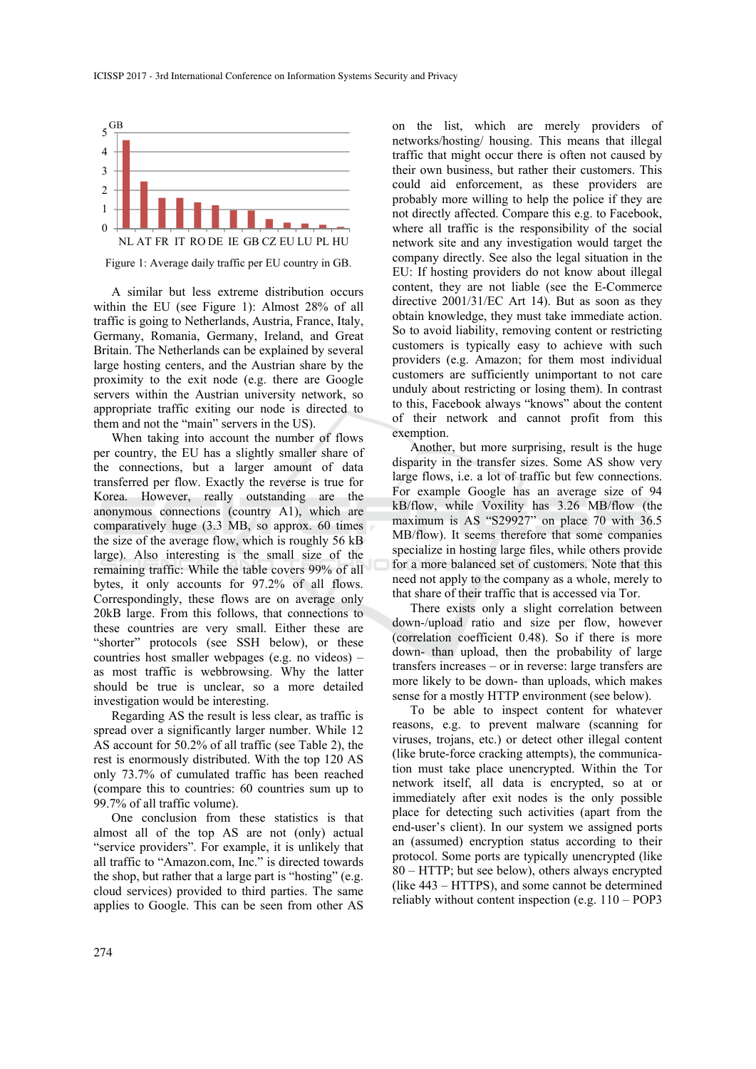Figure 1: Average daily traffic per EU country in GB.

A similar but less extreme distribution occurs within the EU (see Figure 1): Almost 28% of all traffic is going to Netherlands, Austria, France, Italy, Germany, Romania, Germany, Ireland, and Great Britain. The Netherlands can be explained by several large hosting centers, and the Austrian share by the proximity to the exit node (e.g. there are Google servers within the Austrian university network, so appropriate traffic exiting our node is directed to them and not the "main" servers in the US).

When taking into account the number of flows per country, the EU has a slightly smaller share of the connections, but a larger amount of data transferred per flow. Exactly the reverse is true for Korea. However, really outstanding are the anonymous connections (country A1), which are comparatively huge (3.3 MB, so approx. 60 times the size of the average flow, which is roughly 56 kB large). Also interesting is the small size of the remaining traffic: While the table covers 99% of all bytes, it only accounts for 97.2% of all flows. Correspondingly, these flows are on average only 20kB large. From this follows, that connections to these countries are very small. Either these are "shorter" protocols (see SSH below), or these countries host smaller webpages (e.g. no videos) – as most traffic is webbrowsing. Why the latter should be true is unclear, so a more detailed investigation would be interesting.

Regarding AS the result is less clear, as traffic is spread over a significantly larger number. While 12 AS account for 50.2% of all traffic (see Table 2), the rest is enormously distributed. With the top 120 AS only 73.7% of cumulated traffic has been reached (compare this to countries: 60 countries sum up to 99.7% of all traffic volume).

One conclusion from these statistics is that almost all of the top AS are not (only) actual "service providers". For example, it is unlikely that all traffic to "Amazon.com, Inc." is directed towards the shop, but rather that a large part is "hosting" (e.g. cloud services) provided to third parties. The same applies to Google. This can be seen from other AS on the list, which are merely providers of networks/hosting/ housing. This means that illegal traffic that might occur there is often not caused by their own business, but rather their customers. This could aid enforcement, as these providers are probably more willing to help the police if they are not directly affected. Compare this e.g. to Facebook, where all traffic is the responsibility of the social network site and any investigation would target the company directly. See also the legal situation in the EU: If hosting providers do not know about illegal content, they are not liable (see the E-Commerce directive 2001/31/EC Art 14). But as soon as they obtain knowledge, they must take immediate action. So to avoid liability, removing content or restricting customers is typically easy to achieve with such providers (e.g. Amazon; for them most individual customers are sufficiently unimportant to not care unduly about restricting or losing them). In contrast to this, Facebook always "knows" about the content of their network and cannot profit from this exemption.

Another, but more surprising, result is the huge disparity in the transfer sizes. Some AS show very large flows, i.e. a lot of traffic but few connections. For example Google has an average size of 94 kB/flow, while Voxility has 3.26 MB/flow (the maximum is AS "S29927" on place 70 with 36.5 MB/flow). It seems therefore that some companies specialize in hosting large files, while others provide for a more balanced set of customers. Note that this need not apply to the company as a whole, merely to that share of their traffic that is accessed via Tor.

There exists only a slight correlation between down-/upload ratio and size per flow, however (correlation coefficient 0.48). So if there is more down- than upload, then the probability of large transfers increases – or in reverse: large transfers are more likely to be down- than uploads, which makes sense for a mostly HTTP environment (see below).

To be able to inspect content for whatever reasons, e.g. to prevent malware (scanning for viruses, trojans, etc.) or detect other illegal content (like brute-force cracking attempts), the communication must take place unencrypted. Within the Tor network itself, all data is encrypted, so at or immediately after exit nodes is the only possible place for detecting such activities (apart from the end-user's client). In our system we assigned ports an (assumed) encryption status according to their protocol. Some ports are typically unencrypted (like 80 – HTTP; but see below), others always encrypted (like 443 – HTTPS), and some cannot be determined reliably without content inspection (e.g. 110 – POP3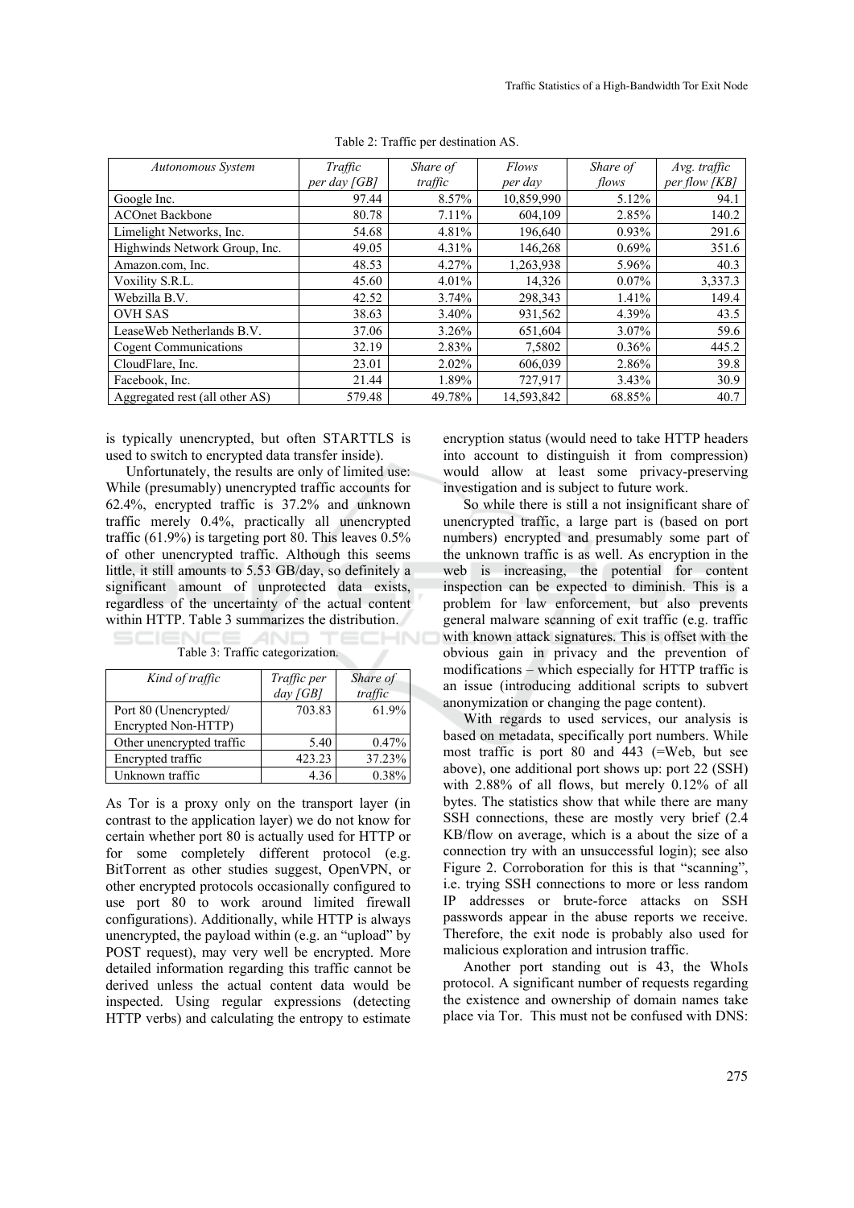Table 2: Traffic per destination AS.

| *Autonomous System* | *Traffic per day [GB]* | *Share of traffic* | *Flows per day* | *Share of flows* | *Avg. traffic per flow [KB]* |
|---|---|---|---|---|---|
| Google Inc. | 97.44 | 8.57% | 10,859,990 | 5.12% | 94.1 |
| ACOnet Backbone | 80.78 | 7.11% | 604,109 | 2.85% | 140.2 |
| Limelight Networks, Inc. | 54.68 | 4.81% | 196,640 | 0.93% | 291.6 |
| Highwinds Network Group, Inc. | 49.05 | 4.31% | 146,268 | 0.69% | 351.6 |
| Amazon.com, Inc. | 48.53 | 4.27% | 1,263,938 | 5.96% | 40.3 |
| Voxility S.R.L. | 45.60 | 4.01% | 14,326 | 0.07% | 3,337.3 |
| Webzilla B.V. | 42.52 | 3.74% | 298,343 | 1.41% | 149.4 |
| OVH SAS | 38.63 | 3.40% | 931,562 | 4.39% | 43.5 |
| LeaseWeb Netherlands B.V. | 37.06 | 3.26% | 651,604 | 3.07% | 59.6 |
| Cogent Communications | 32.19 | 2.83% | 7,5802 | 0.36% | 445.2 |
| CloudFlare, Inc. | 23.01 | 2.02% | 606,039 | 2.86% | 39.8 |
| Facebook, Inc. | 21.44 | 1.89% | 727,917 | 3.43% | 30.9 |
| Aggregated rest (all other AS) | 579.48 | 49.78% | 14,593,842 | 68.85% | 40.7 |

is typically unencrypted, but often STARTTLS is used to switch to encrypted data transfer inside).

Unfortunately, the results are only of limited use: While (presumably) unencrypted traffic accounts for 62.4%, encrypted traffic is 37.2% and unknown traffic merely 0.4%, practically all unencrypted traffic (61.9%) is targeting port 80. This leaves 0.5% of other unencrypted traffic. Although this seems little, it still amounts to 5.53 GB/day, so definitely a significant amount of unprotected data exists, regardless of the uncertainty of the actual content within HTTP. Table 3 summarizes the distribution.

Table 3: Traffic categorization.

| *Kind of traffic* | *Traffic per day [GB]* | *Share of traffic* |
|---|---|---|
| Port 80 (Unencrypted/ Encrypted Non-HTTP) | 703.83 | 61.9% |
| Other unencrypted traffic | 5.40 | 0.47% |
| Encrypted traffic | 423.23 | 37.23% |
| Unknown traffic | 4.36 | 0.38% |

As Tor is a proxy only on the transport layer (in contrast to the application layer) we do not know for certain whether port 80 is actually used for HTTP or for some completely different protocol (e.g. BitTorrent as other studies suggest, OpenVPN, or other encrypted protocols occasionally configured to use port 80 to work around limited firewall configurations). Additionally, while HTTP is always unencrypted, the payload within (e.g. an "upload" by POST request), may very well be encrypted. More detailed information regarding this traffic cannot be derived unless the actual content data would be inspected. Using regular expressions (detecting HTTP verbs) and calculating the entropy to estimate encryption status (would need to take HTTP headers into account to distinguish it from compression) would allow at least some privacy-preserving investigation and is subject to future work.

So while there is still a not insignificant share of unencrypted traffic, a large part is (based on port numbers) encrypted and presumably some part of the unknown traffic is as well. As encryption in the web is increasing, the potential for content inspection can be expected to diminish. This is a problem for law enforcement, but also prevents general malware scanning of exit traffic (e.g. traffic with known attack signatures. This is offset with the obvious gain in privacy and the prevention of modifications – which especially for HTTP traffic is an issue (introducing additional scripts to subvert anonymization or changing the page content).

With regards to used services, our analysis is based on metadata, specifically port numbers. While most traffic is port 80 and 443 (=Web, but see above), one additional port shows up: port 22 (SSH) with 2.88% of all flows, but merely 0.12% of all bytes. The statistics show that while there are many SSH connections, these are mostly very brief (2.4 KB/flow on average, which is a about the size of a connection try with an unsuccessful login); see also Figure 2. Corroboration for this is that "scanning", i.e. trying SSH connections to more or less random IP addresses or brute-force attacks on SSH passwords appear in the abuse reports we receive. Therefore, the exit node is probably also used for malicious exploration and intrusion traffic.

Another port standing out is 43, the WhoIs protocol. A significant number of requests regarding the existence and ownership of domain names take place via Tor. This must not be confused with DNS: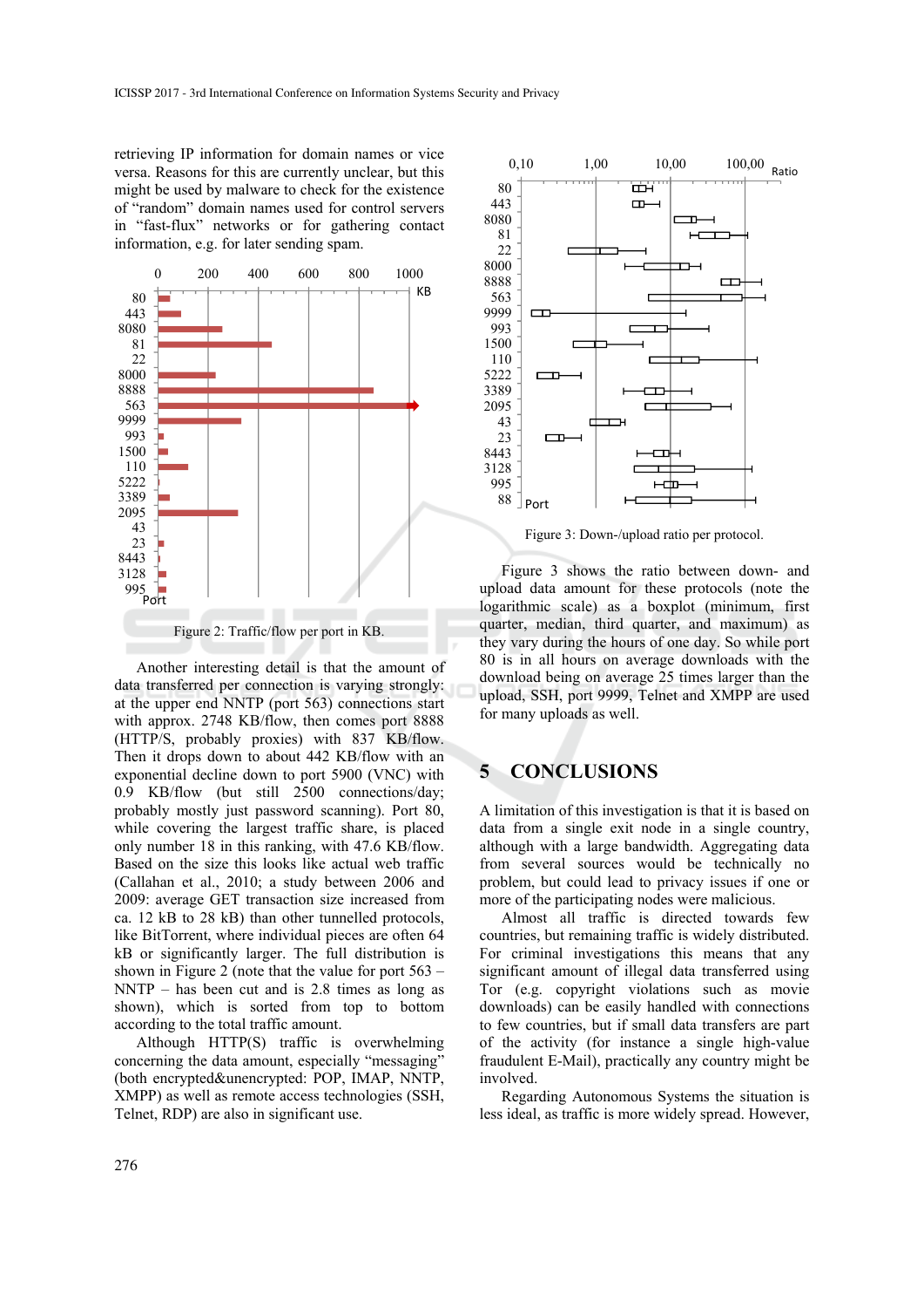retrieving IP information for domain names or vice versa. Reasons for this are currently unclear, but this might be used by malware to check for the existence of "random" domain names used for control servers in "fast-flux" networks or for gathering contact information, e.g. for later sending spam.

Figure 2: Traffic/flow per port in KB.

Another interesting detail is that the amount of data transferred per connection is varying strongly: at the upper end NNTP (port 563) connections start with approx. 2748 KB/flow, then comes port 8888 (HTTP/S, probably proxies) with 837 KB/flow. Then it drops down to about 442 KB/flow with an exponential decline down to port 5900 (VNC) with 0.9 KB/flow (but still 2500 connections/day; probably mostly just password scanning). Port 80, while covering the largest traffic share, is placed only number 18 in this ranking, with 47.6 KB/flow. Based on the size this looks like actual web traffic (Callahan et al., 2010; a study between 2006 and 2009: average GET transaction size increased from ca. 12 kB to 28 kB) than other tunnelled protocols, like BitTorrent, where individual pieces are often 64 kB or significantly larger. The full distribution is shown in Figure 2 (note that the value for port 563 – NNTP – has been cut and is 2.8 times as long as shown), which is sorted from top to bottom according to the total traffic amount.

Although HTTP(S) traffic is overwhelming concerning the data amount, especially "messaging" (both encrypted&unencrypted: POP, IMAP, NNTP, XMPP) as well as remote access technologies (SSH, Telnet, RDP) are also in significant use.

Figure 3: Down-/upload ratio per protocol.

Figure 3 shows the ratio between down- and upload data amount for these protocols (note the logarithmic scale) as a boxplot (minimum, first quarter, median, third quarter, and maximum) as they vary during the hours of one day. So while port 80 is in all hours on average downloads with the download being on average 25 times larger than the upload, SSH, port 9999, Telnet and XMPP are used for many uploads as well.

# 5 CONCLUSIONS

A limitation of this investigation is that it is based on data from a single exit node in a single country, although with a large bandwidth. Aggregating data from several sources would be technically no problem, but could lead to privacy issues if one or more of the participating nodes were malicious.

Almost all traffic is directed towards few countries, but remaining traffic is widely distributed. For criminal investigations this means that any significant amount of illegal data transferred using Tor (e.g. copyright violations such as movie downloads) can be easily handled with connections to few countries, but if small data transfers are part of the activity (for instance a single high-value fraudulent E-Mail), practically any country might be involved.

Regarding Autonomous Systems the situation is less ideal, as traffic is more widely spread. However,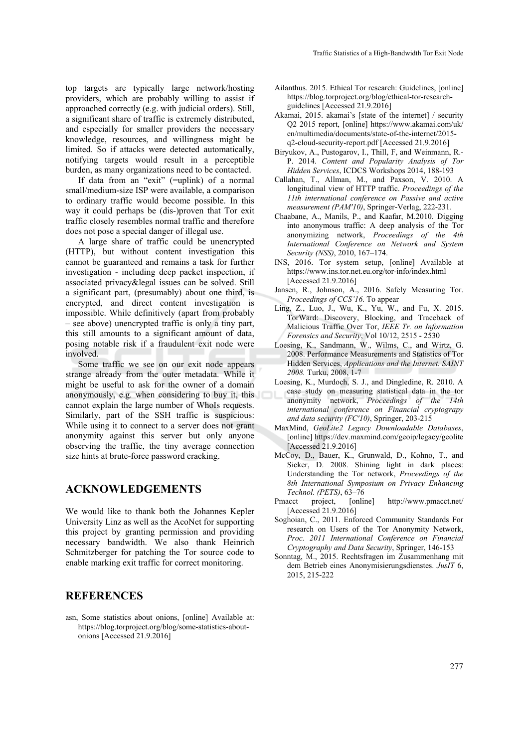top targets are typically large network/hosting providers, which are probably willing to assist if approached correctly (e.g. with judicial orders). Still, a significant share of traffic is extremely distributed, and especially for smaller providers the necessary knowledge, resources, and willingness might be limited. So if attacks were detected automatically, notifying targets would result in a perceptible burden, as many organizations need to be contacted.

If data from an "exit" (=uplink) of a normal small/medium-size ISP were available, a comparison to ordinary traffic would become possible. In this way it could perhaps be (dis-)proven that Tor exit traffic closely resembles normal traffic and therefore does not pose a special danger of illegal use.

A large share of traffic could be unencrypted (HTTP), but without content investigation this cannot be guaranteed and remains a task for further investigation - including deep packet inspection, if associated privacy&legal issues can be solved. Still a significant part, (presumably) about one third, is encrypted, and direct content investigation is impossible. While definitively (apart from probably – see above) unencrypted traffic is only a tiny part, this still amounts to a significant amount of data, posing notable risk if a fraudulent exit node were involved.

Some traffic we see on our exit node appears strange already from the outer metadata. While it might be useful to ask for the owner of a domain anonymously, e.g. when considering to buy it, this cannot explain the large number of WhoIs requests. Similarly, part of the SSH traffic is suspicious: While using it to connect to a server does not grant anonymity against this server but only anyone observing the traffic, the tiny average connection size hints at brute-force password cracking.

## ACKNOWLEDGEMENTS

We would like to thank both the Johannes Kepler University Linz as well as the AcoNet for supporting this project by granting permission and providing necessary bandwidth. We also thank Heinrich Schmitzberger for patching the Tor source code to enable marking exit traffic for correct monitoring.

## REFERENCES

asn, Some statistics about onions, [online] Available at: https://blog.torproject.org/blog/some-statistics-about-onions [Accessed 21.9.2016]

Ailanthus. 2015. Ethical Tor research: Guidelines, [online] https://blog.torproject.org/blog/ethical-tor-research-guidelines [Accessed 21.9.2016]

Akamai, 2015. akamai's [state of the internet] / security Q2 2015 report, [online] https://www.akamai.com/uk/en/multimedia/documents/state-of-the-internet/2015-q2-cloud-security-report.pdf [Accessed 21.9.2016]

Biryukov, A., Pustogarov, I., Thill, F, and Weinmann, R.-P. 2014. *Content and Popularity Analysis of Tor Hidden Services*, ICDCS Workshops 2014, 188-193

Callahan, T., Allman, M., and Paxson, V. 2010. A longitudinal view of HTTP traffic. *Proceedings of the 11th international conference on Passive and active measurement (PAM'10)*, Springer-Verlag, 222-231.

Chaabane, A., Manils, P., and Kaafar, M.2010. Digging into anonymous traffic: A deep analysis of the Tor anonymizing network, *Proceedings of the 4th International Conference on Network and System Security (NSS)*, 2010, 167–174.

INS, 2016. Tor system setup, [online] Available at https://www.ins.tor.net.eu.org/tor-info/index.html [Accessed 21.9.2016]

Jansen, R., Johnson, A., 2016. Safely Measuring Tor. *Proceedings of CCS'16.* To appear

Ling, Z., Luo, J., Wu, K., Yu, W., and Fu, X. 2015. TorWard: Discovery, Blocking, and Traceback of Malicious Traffic Over Tor, *IEEE Tr. on Information Forensics and Security*, Vol 10/12, 2515 - 2530

Loesing, K., Sandmann, W., Wilms, C., and Wirtz, G. 2008. Performance Measurements and Statistics of Tor Hidden Services, *Applications and the Internet. SAINT 2008.* Turku, 2008, 1-7

Loesing, K., Murdoch, S. J., and Dingledine, R. 2010. A case study on measuring statistical data in the tor anonymity network, *Proceedings of the 14th international conference on Financial cryptograpy and data security (FC'10)*, Springer, 203-215

MaxMind, *GeoLite2 Legacy Downloadable Databases*, [online] https://dev.maxmind.com/geoip/legacy/geolite [Accessed 21.9.2016]

McCoy, D., Bauer, K., Grunwald, D., Kohno, T., and Sicker, D. 2008. Shining light in dark places: Understanding the Tor network, *Proceedings of the 8th International Symposium on Privacy Enhancing Technol. (PETS)*, 63–76

Pmacct project, [online] http://www.pmacct.net/ [Accessed 21.9.2016]

Soghoian, C., 2011. Enforced Community Standards For research on Users of the Tor Anonymity Network, *Proc. 2011 International Conference on Financial Cryptography and Data Security*, Springer, 146-153

Sonntag, M., 2015. Rechtsfragen im Zusammenhang mit dem Betrieb eines Anonymisierungsdienstes. *JusIT* 6, 2015, 215-222